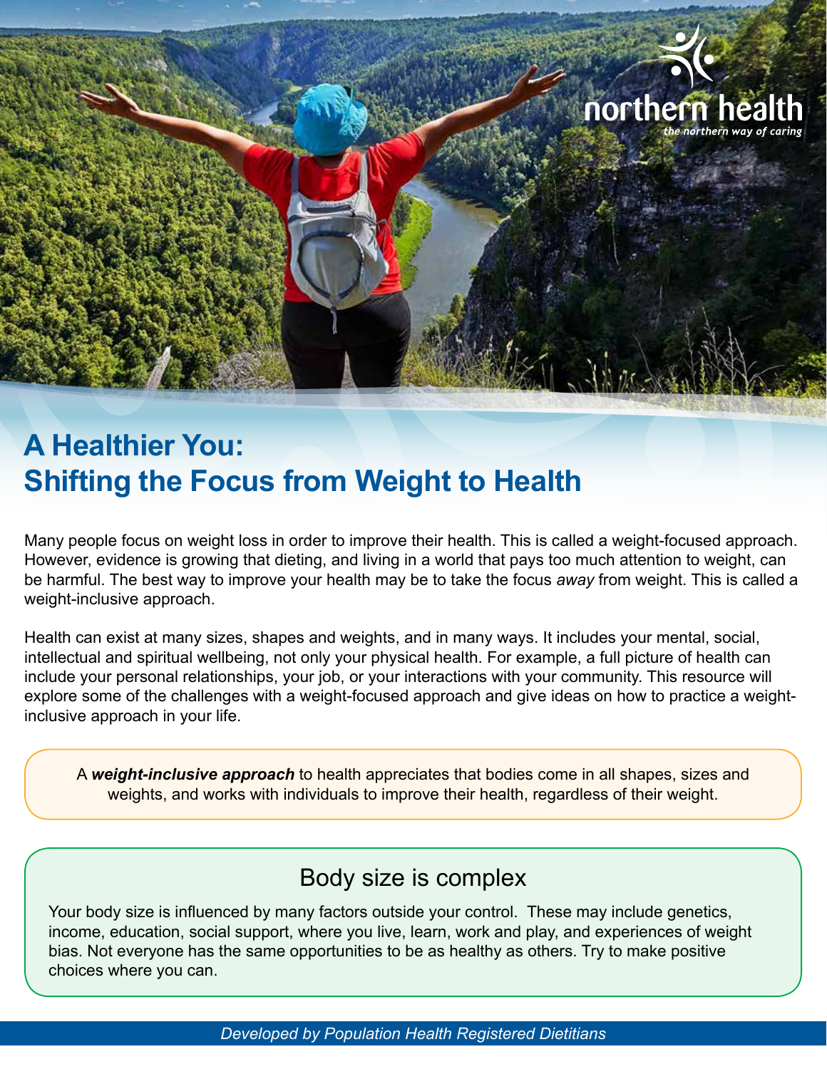northern health
*the northern way of caring*

# A Healthier You: Shifting the Focus from Weight to Health

Many people focus on weight loss in order to improve their health. This is called a weight-focused approach. However, evidence is growing that dieting, and living in a world that pays too much attention to weight, can be harmful. The best way to improve your health may be to take the focus *away* from weight. This is called a weight-inclusive approach.

Health can exist at many sizes, shapes and weights, and in many ways. It includes your mental, social, intellectual and spiritual wellbeing, not only your physical health. For example, a full picture of health can include your personal relationships, your job, or your interactions with your community. This resource will explore some of the challenges with a weight-focused approach and give ideas on how to practice a weight-inclusive approach in your life.

A ***weight-inclusive approach*** to health appreciates that bodies come in all shapes, sizes and weights, and works with individuals to improve their health, regardless of their weight.

## Body size is complex

Your body size is influenced by many factors outside your control. These may include genetics, income, education, social support, where you live, learn, work and play, and experiences of weight bias. Not everyone has the same opportunities to be as healthy as others. Try to make positive choices where you can.

*Developed by Population Health Registered Dietitians*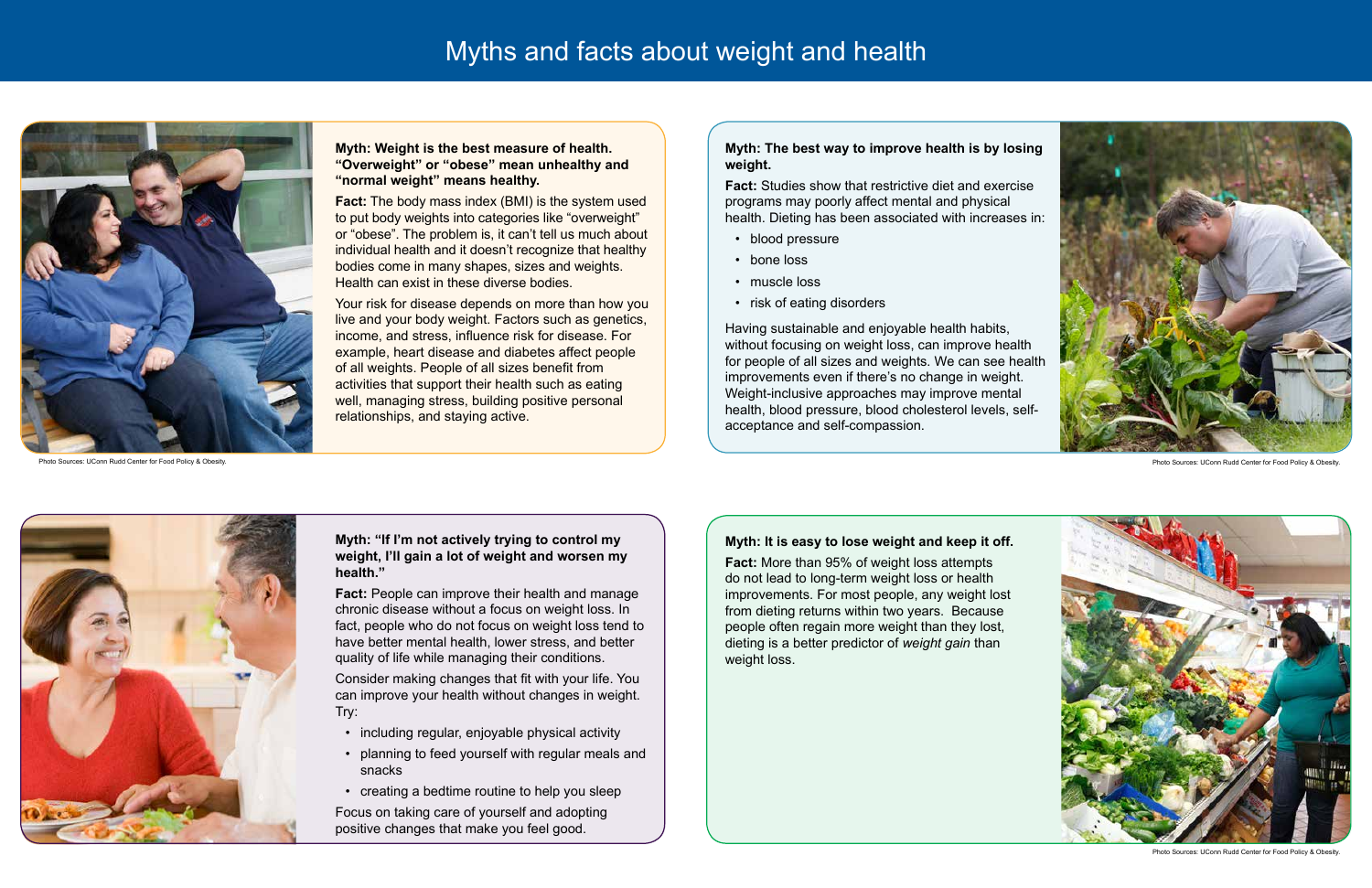# Myths and facts about weight and health

**Myth: Weight is the best measure of health. "Overweight" or "obese" mean unhealthy and "normal weight" means healthy.**

**Fact:** The body mass index (BMI) is the system used to put body weights into categories like "overweight" or "obese". The problem is, it can't tell us much about individual health and it doesn't recognize that healthy bodies come in many shapes, sizes and weights. Health can exist in these diverse bodies.

Your risk for disease depends on more than how you live and your body weight. Factors such as genetics, income, and stress, influence risk for disease. For example, heart disease and diabetes affect people of all weights. People of all sizes benefit from activities that support their health such as eating well, managing stress, building positive personal relationships, and staying active.

Photo Sources: UConn Rudd Center for Food Policy & Obesity.

**Myth: The best way to improve health is by losing weight.**

**Fact:** Studies show that restrictive diet and exercise programs may poorly affect mental and physical health. Dieting has been associated with increases in:

- blood pressure
- bone loss
- muscle loss
- risk of eating disorders

Having sustainable and enjoyable health habits, without focusing on weight loss, can improve health for people of all sizes and weights. We can see health improvements even if there's no change in weight. Weight-inclusive approaches may improve mental health, blood pressure, blood cholesterol levels, self-acceptance and self-compassion.

Photo Sources: UConn Rudd Center for Food Policy & Obesity.

**Myth: "If I'm not actively trying to control my weight, I'll gain a lot of weight and worsen my health."**

**Fact:** People can improve their health and manage chronic disease without a focus on weight loss. In fact, people who do not focus on weight loss tend to have better mental health, lower stress, and better quality of life while managing their conditions.

Consider making changes that fit with your life. You can improve your health without changes in weight. Try:

- including regular, enjoyable physical activity
- planning to feed yourself with regular meals and snacks
- creating a bedtime routine to help you sleep

Focus on taking care of yourself and adopting positive changes that make you feel good.

**Myth: It is easy to lose weight and keep it off.**

**Fact:** More than 95% of weight loss attempts do not lead to long-term weight loss or health improvements. For most people, any weight lost from dieting returns within two years. Because people often regain more weight than they lost, dieting is a better predictor of *weight gain* than weight loss.

Photo Sources: UConn Rudd Center for Food Policy & Obesity.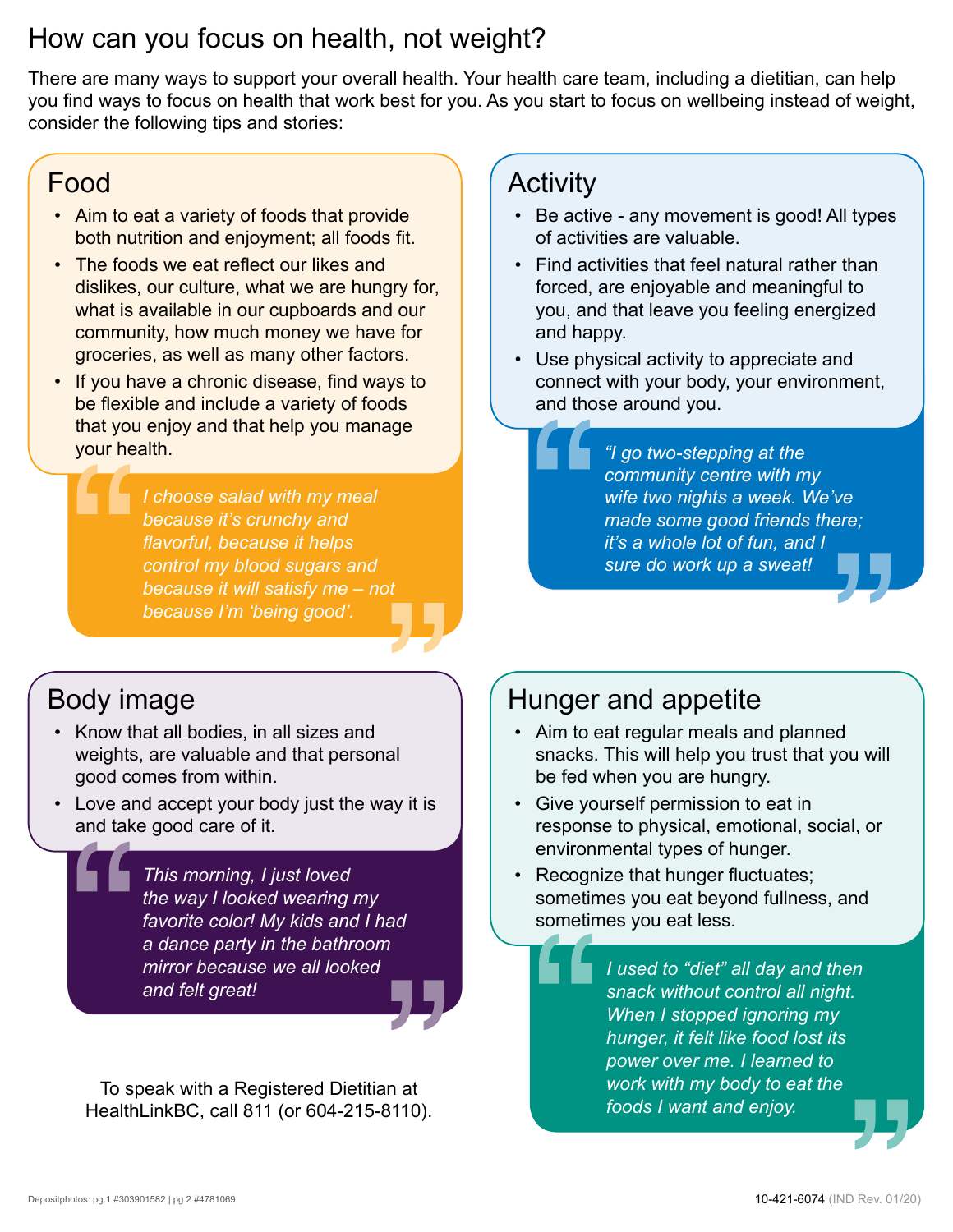# How can you focus on health, not weight?

There are many ways to support your overall health. Your health care team, including a dietitian, can help you find ways to focus on health that work best for you. As you start to focus on wellbeing instead of weight, consider the following tips and stories:

## Food

- Aim to eat a variety of foods that provide both nutrition and enjoyment; all foods fit.
- The foods we eat reflect our likes and dislikes, our culture, what we are hungry for, what is available in our cupboards and our community, how much money we have for groceries, as well as many other factors.
- If you have a chronic disease, find ways to be flexible and include a variety of foods that you enjoy and that help you manage your health.

> *I choose salad with my meal because it's crunchy and flavorful, because it helps control my blood sugars and because it will satisfy me – not because I'm 'being good'.*

## Activity

- Be active - any movement is good! All types of activities are valuable.
- Find activities that feel natural rather than forced, are enjoyable and meaningful to you, and that leave you feeling energized and happy.
- Use physical activity to appreciate and connect with your body, your environment, and those around you.

> *"I go two-stepping at the community centre with my wife two nights a week. We've made some good friends there; it's a whole lot of fun, and I sure do work up a sweat!*

## Body image

- Know that all bodies, in all sizes and weights, are valuable and that personal good comes from within.
- Love and accept your body just the way it is and take good care of it.

> *This morning, I just loved the way I looked wearing my favorite color! My kids and I had a dance party in the bathroom mirror because we all looked and felt great!*

## Hunger and appetite

- Aim to eat regular meals and planned snacks. This will help you trust that you will be fed when you are hungry.
- Give yourself permission to eat in response to physical, emotional, social, or environmental types of hunger.
- Recognize that hunger fluctuates; sometimes you eat beyond fullness, and sometimes you eat less.

> *I used to "diet" all day and then snack without control all night. When I stopped ignoring my hunger, it felt like food lost its power over me. I learned to work with my body to eat the foods I want and enjoy.*

To speak with a Registered Dietitian at HealthLinkBC, call 811 (or 604-215-8110).

Depositphotos: pg.1 #303901582 | pg 2 #4781069

10-421-6074 (IND Rev. 01/20)